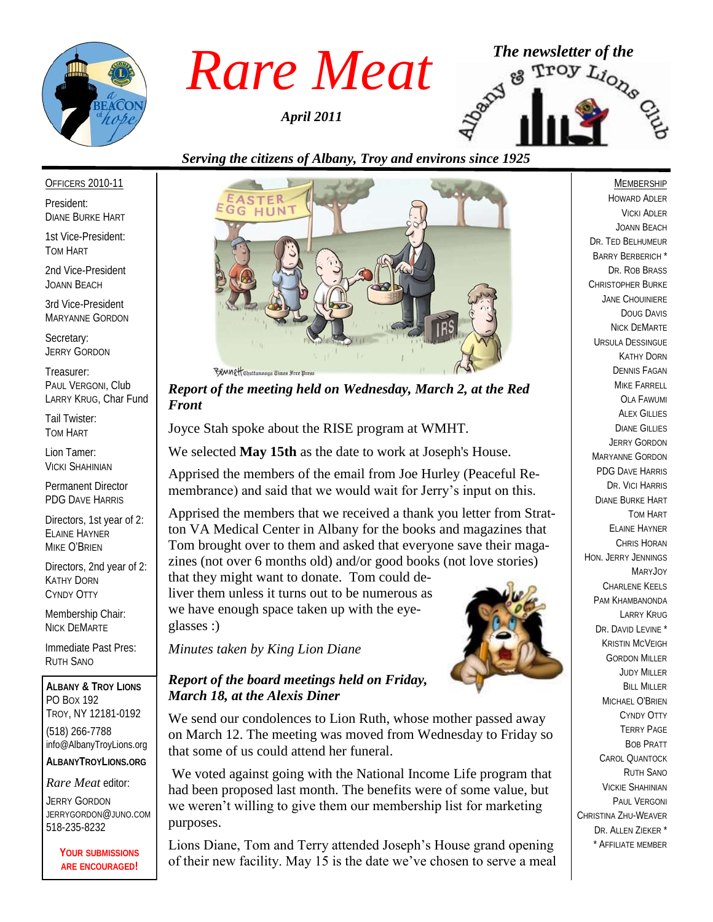# Rare Meat

*April 2011*

*The newsletter of the Albany & Troy Lions Club*

*Serving the citizens of Albany, Troy and environs since 1925*

OFFICERS 2010-11

President:
DIANE BURKE HART

1st Vice-President:
TOM HART

2nd Vice-President
JOANN BEACH

3rd Vice-President
MARYANNE GORDON

Secretary:
JERRY GORDON

Treasurer:
PAUL VERGONI, Club
LARRY KRUG, Char Fund

Tail Twister:
TOM HART

Lion Tamer:
VICKI SHAHINIAN

Permanent Director
PDG DAVE HARRIS

Directors, 1st year of 2:
ELAINE HAYNER
MIKE O'BRIEN

Directors, 2nd year of 2:
KATHY DORN
CYNDY OTTY

Membership Chair:
NICK DEMARTE

Immediate Past Pres:
RUTH SANO

**ALBANY & TROY LIONS**
PO BOX 192
TROY, NY 12181-0192
(518) 266-7788
info@AlbanyTroyLions.org
**ALBANYTROYLIONS.ORG**

*Rare Meat* editor:
JERRY GORDON
JERRYGORDON@JUNO.COM
518-235-8232

**YOUR SUBMISSIONS ARE ENCOURAGED!**

Bennett Chattanooga Times Free Press

### *Report of the meeting held on Wednesday, March 2, at the Red Front*

Joyce Stah spoke about the RISE program at WMHT.

We selected **May 15th** as the date to work at Joseph's House.

Apprised the members of the email from Joe Hurley (Peaceful Re-membrance) and said that we would wait for Jerry's input on this.

Apprised the members that we received a thank you letter from Stratton VA Medical Center in Albany for the books and magazines that Tom brought over to them and asked that everyone save their magazines (not over 6 months old) and/or good books (not love stories) that they might want to donate. Tom could deliver them unless it turns out to be numerous as we have enough space taken up with the eyeglasses :)

*Minutes taken by King Lion Diane*

### *Report of the board meetings held on Friday, March 18, at the Alexis Diner*

We send our condolences to Lion Ruth, whose mother passed away on March 12. The meeting was moved from Wednesday to Friday so that some of us could attend her funeral.

We voted against going with the National Income Life program that had been proposed last month. The benefits were of some value, but we weren't willing to give them our membership list for marketing purposes.

Lions Diane, Tom and Terry attended Joseph's House grand opening of their new facility. May 15 is the date we've chosen to serve a meal

MEMBERSHIP

HOWARD ADLER
VICKI ADLER
JOANN BEACH
DR. TED BELHUMEUR
BARRY BERBERICH *
DR. ROB BRASS
CHRISTOPHER BURKE
JANE CHOUINIERE
DOUG DAVIS
NICK DEMARTE
URSULA DESSINGUE
KATHY DORN
DENNIS FAGAN
MIKE FARRELL
OLA FAWUMI
ALEX GILLIES
DIANE GILLIES
JERRY GORDON
MARYANNE GORDON
PDG DAVE HARRIS
DR. VICI HARRIS
DIANE BURKE HART
TOM HART
ELAINE HAYNER
CHRIS HORAN
HON. JERRY JENNINGS
MARYJOY
CHARLENE KEELS
PAM KHAMBANONDA
LARRY KRUG
DR. DAVID LEVINE *
KRISTIN MCVEIGH
GORDON MILLER
JUDY MILLER
BILL MILLER
MICHAEL O'BRIEN
CYNDY OTTY
TERRY PAGE
BOB PRATT
CAROL QUANTOCK
RUTH SANO
VICKIE SHAHINIAN
PAUL VERGONI
CHRISTINA ZHU-WEAVER
DR. ALLEN ZIEKER *
* AFFILIATE MEMBER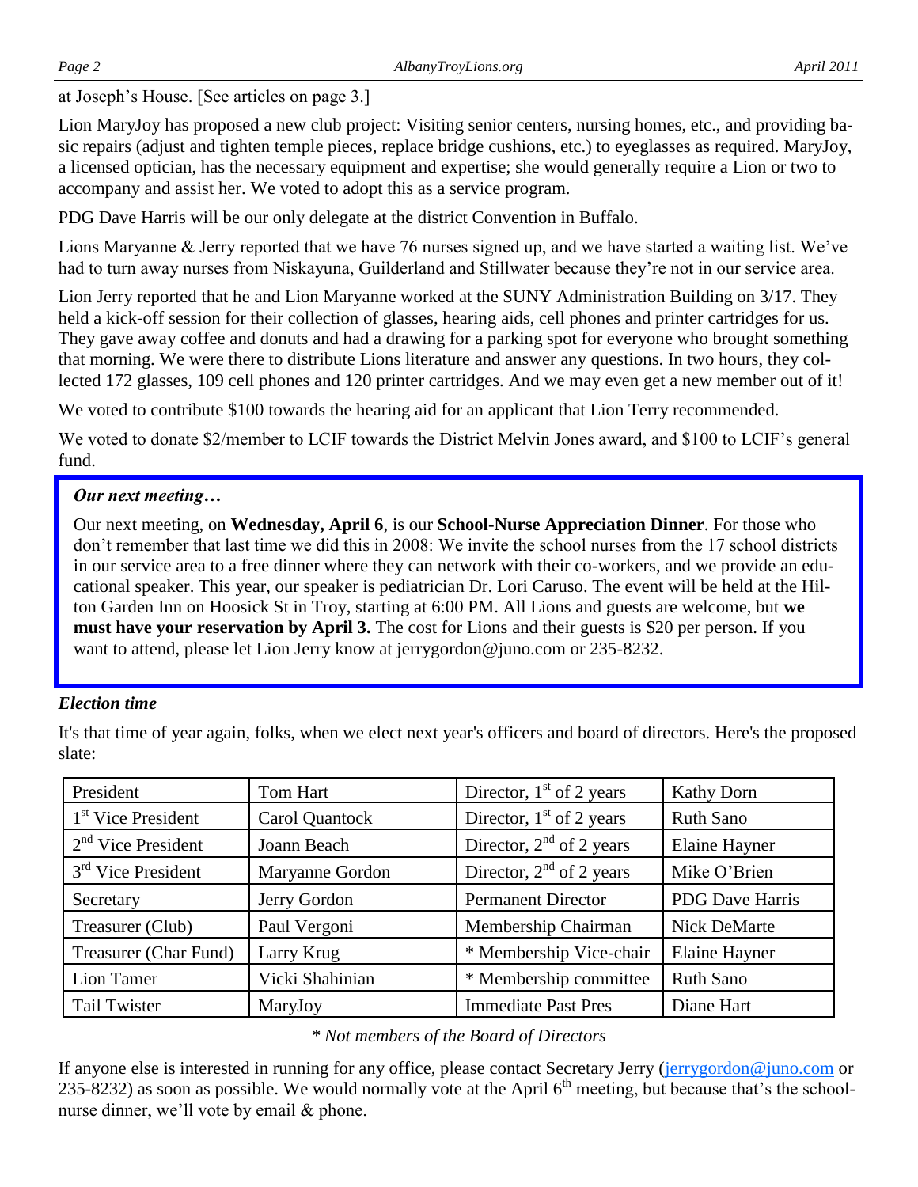at Joseph's House. [See articles on page 3.]

Lion MaryJoy has proposed a new club project: Visiting senior centers, nursing homes, etc., and providing basic repairs (adjust and tighten temple pieces, replace bridge cushions, etc.) to eyeglasses as required. MaryJoy, a licensed optician, has the necessary equipment and expertise; she would generally require a Lion or two to accompany and assist her. We voted to adopt this as a service program.

PDG Dave Harris will be our only delegate at the district Convention in Buffalo.

Lions Maryanne & Jerry reported that we have 76 nurses signed up, and we have started a waiting list. We've had to turn away nurses from Niskayuna, Guilderland and Stillwater because they're not in our service area.

Lion Jerry reported that he and Lion Maryanne worked at the SUNY Administration Building on 3/17. They held a kick-off session for their collection of glasses, hearing aids, cell phones and printer cartridges for us. They gave away coffee and donuts and had a drawing for a parking spot for everyone who brought something that morning. We were there to distribute Lions literature and answer any questions. In two hours, they collected 172 glasses, 109 cell phones and 120 printer cartridges. And we may even get a new member out of it!

We voted to contribute $100 towards the hearing aid for an applicant that Lion Terry recommended.

We voted to donate $2/member to LCIF towards the District Melvin Jones award, and $100 to LCIF's general fund.

***Our next meeting…***

Our next meeting, on **Wednesday, April 6**, is our **School-Nurse Appreciation Dinner**. For those who don't remember that last time we did this in 2008: We invite the school nurses from the 17 school districts in our service area to a free dinner where they can network with their co-workers, and we provide an educational speaker. This year, our speaker is pediatrician Dr. Lori Caruso. The event will be held at the Hilton Garden Inn on Hoosick St in Troy, starting at 6:00 PM. All Lions and guests are welcome, but **we must have your reservation by April 3.** The cost for Lions and their guests is $20 per person. If you want to attend, please let Lion Jerry know at jerrygordon@juno.com or 235-8232.

***Election time***

It's that time of year again, folks, when we elect next year's officers and board of directors. Here's the proposed slate:

| | | | |
|---|---|---|---|
| President | Tom Hart | Director, 1st of 2 years | Kathy Dorn |
| 1st Vice President | Carol Quantock | Director, 1st of 2 years | Ruth Sano |
| 2nd Vice President | Joann Beach | Director, 2nd of 2 years | Elaine Hayner |
| 3rd Vice President | Maryanne Gordon | Director, 2nd of 2 years | Mike O'Brien |
| Secretary | Jerry Gordon | Permanent Director | PDG Dave Harris |
| Treasurer (Club) | Paul Vergoni | Membership Chairman | Nick DeMarte |
| Treasurer (Char Fund) | Larry Krug | * Membership Vice-chair | Elaine Hayner |
| Lion Tamer | Vicki Shahinian | * Membership committee | Ruth Sano |
| Tail Twister | MaryJoy | Immediate Past Pres | Diane Hart |

*\* Not members of the Board of Directors*

If anyone else is interested in running for any office, please contact Secretary Jerry (jerrygordon@juno.com or 235-8232) as soon as possible. We would normally vote at the April 6th meeting, but because that's the school-nurse dinner, we'll vote by email & phone.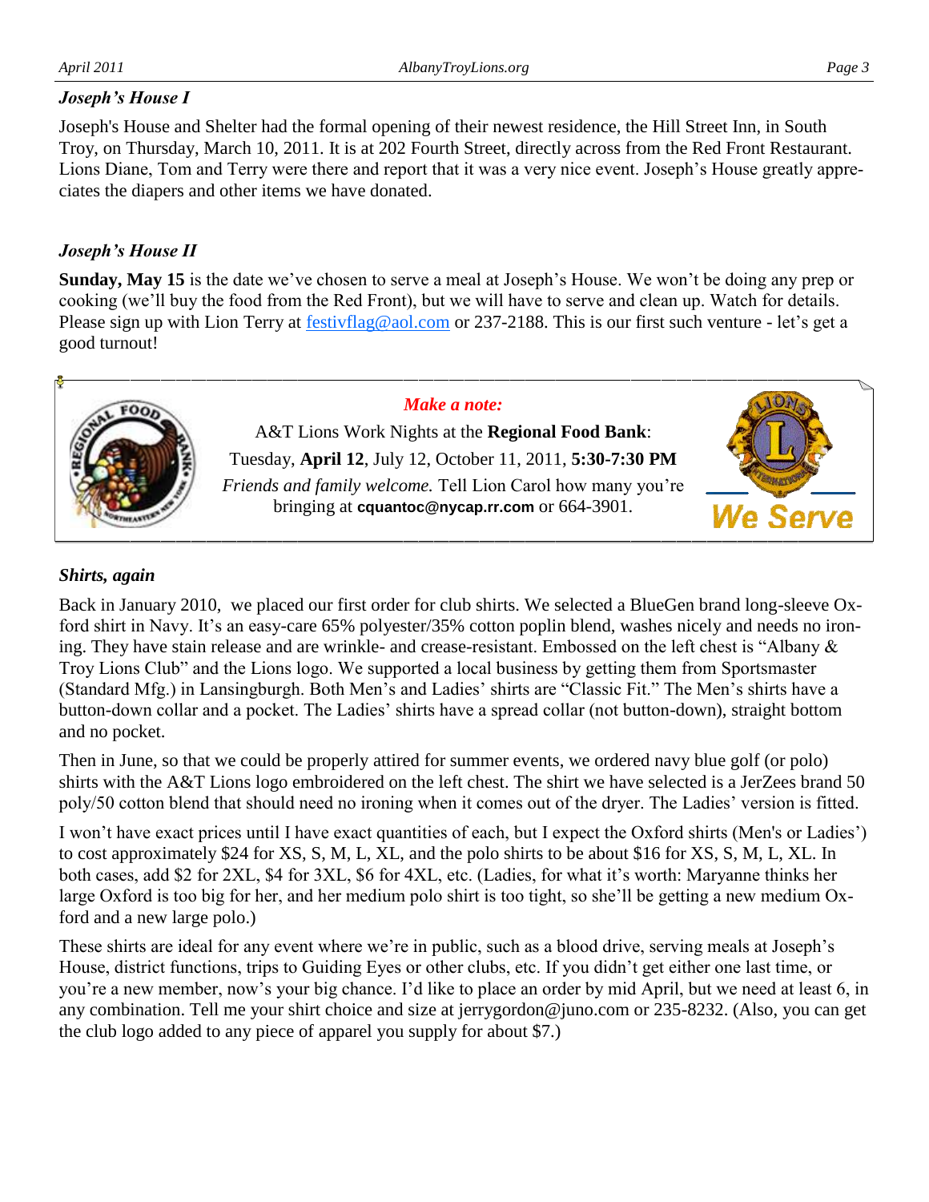### *Joseph's House I*

Joseph's House and Shelter had the formal opening of their newest residence, the Hill Street Inn, in South Troy, on Thursday, March 10, 2011. It is at 202 Fourth Street, directly across from the Red Front Restaurant. Lions Diane, Tom and Terry were there and report that it was a very nice event. Joseph's House greatly appreciates the diapers and other items we have donated.

### *Joseph's House II*

**Sunday, May 15** is the date we've chosen to serve a meal at Joseph's House. We won't be doing any prep or cooking (we'll buy the food from the Red Front), but we will have to serve and clean up. Watch for details. Please sign up with Lion Terry at festivflag@aol.com or 237-2188. This is our first such venture - let's get a good turnout!

***Make a note:***

A&T Lions Work Nights at the **Regional Food Bank**:
Tuesday, **April 12**, July 12, October 11, 2011, **5:30-7:30 PM**
*Friends and family welcome.* Tell Lion Carol how many you're bringing at **cquantoc@nycap.rr.com** or 664-3901.

We Serve

### *Shirts, again*

Back in January 2010, we placed our first order for club shirts. We selected a BlueGen brand long-sleeve Oxford shirt in Navy. It's an easy-care 65% polyester/35% cotton poplin blend, washes nicely and needs no ironing. They have stain release and are wrinkle- and crease-resistant. Embossed on the left chest is "Albany & Troy Lions Club" and the Lions logo. We supported a local business by getting them from Sportsmaster (Standard Mfg.) in Lansingburgh. Both Men's and Ladies' shirts are "Classic Fit." The Men's shirts have a button-down collar and a pocket. The Ladies' shirts have a spread collar (not button-down), straight bottom and no pocket.

Then in June, so that we could be properly attired for summer events, we ordered navy blue golf (or polo) shirts with the A&T Lions logo embroidered on the left chest. The shirt we have selected is a JerZees brand 50 poly/50 cotton blend that should need no ironing when it comes out of the dryer. The Ladies' version is fitted.

I won't have exact prices until I have exact quantities of each, but I expect the Oxford shirts (Men's or Ladies') to cost approximately $24 for XS, S, M, L, XL, and the polo shirts to be about $16 for XS, S, M, L, XL. In both cases, add $2 for 2XL, $4 for 3XL, $6 for 4XL, etc. (Ladies, for what it's worth: Maryanne thinks her large Oxford is too big for her, and her medium polo shirt is too tight, so she'll be getting a new medium Oxford and a new large polo.)

These shirts are ideal for any event where we're in public, such as a blood drive, serving meals at Joseph's House, district functions, trips to Guiding Eyes or other clubs, etc. If you didn't get either one last time, or you're a new member, now's your big chance. I'd like to place an order by mid April, but we need at least 6, in any combination. Tell me your shirt choice and size at jerrygordon@juno.com or 235-8232. (Also, you can get the club logo added to any piece of apparel you supply for about $7.)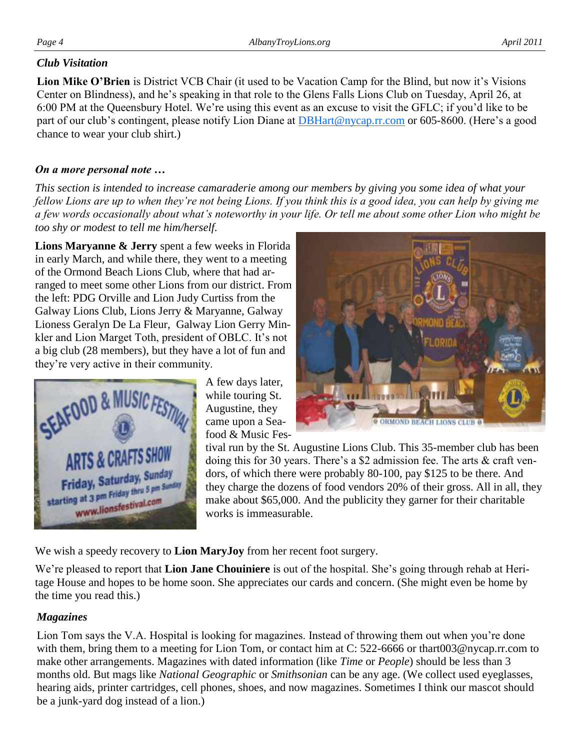### *Club Visitation*

**Lion Mike O'Brien** is District VCB Chair (it used to be Vacation Camp for the Blind, but now it's Visions Center on Blindness), and he's speaking in that role to the Glens Falls Lions Club on Tuesday, April 26, at 6:00 PM at the Queensbury Hotel. We're using this event as an excuse to visit the GFLC; if you'd like to be part of our club's contingent, please notify Lion Diane at DBHart@nycap.rr.com or 605-8600. (Here's a good chance to wear your club shirt.)

### *On a more personal note …*

*This section is intended to increase camaraderie among our members by giving you some idea of what your fellow Lions are up to when they're not being Lions. If you think this is a good idea, you can help by giving me a few words occasionally about what's noteworthy in your life. Or tell me about some other Lion who might be too shy or modest to tell me him/herself.*

**Lions Maryanne & Jerry** spent a few weeks in Florida in early March, and while there, they went to a meeting of the Ormond Beach Lions Club, where that had arranged to meet some other Lions from our district. From the left: PDG Orville and Lion Judy Curtiss from the Galway Lions Club, Lions Jerry & Maryanne, Galway Lioness Geralyn De La Fleur, Galway Lion Gerry Minkler and Lion Marget Toth, president of OBLC. It's not a big club (28 members), but they have a lot of fun and they're very active in their community.

A few days later, while touring St. Augustine, they came upon a Seafood & Music Festival run by the St. Augustine Lions Club. This 35-member club has been doing this for 30 years. There's a $2 admission fee. The arts & craft vendors, of which there were probably 80-100, pay $125 to be there. And they charge the dozens of food vendors 20% of their gross. All in all, they make about $65,000. And the publicity they garner for their charitable works is immeasurable.

We wish a speedy recovery to **Lion MaryJoy** from her recent foot surgery.

We're pleased to report that **Lion Jane Chouiniere** is out of the hospital. She's going through rehab at Heritage House and hopes to be home soon. She appreciates our cards and concern. (She might even be home by the time you read this.)

### *Magazines*

Lion Tom says the V.A. Hospital is looking for magazines. Instead of throwing them out when you're done with them, bring them to a meeting for Lion Tom, or contact him at C: 522-6666 or thart003@nycap.rr.com to make other arrangements. Magazines with dated information (like *Time* or *People*) should be less than 3 months old. But mags like *National Geographic* or *Smithsonian* can be any age. (We collect used eyeglasses, hearing aids, printer cartridges, cell phones, shoes, and now magazines. Sometimes I think our mascot should be a junk-yard dog instead of a lion.)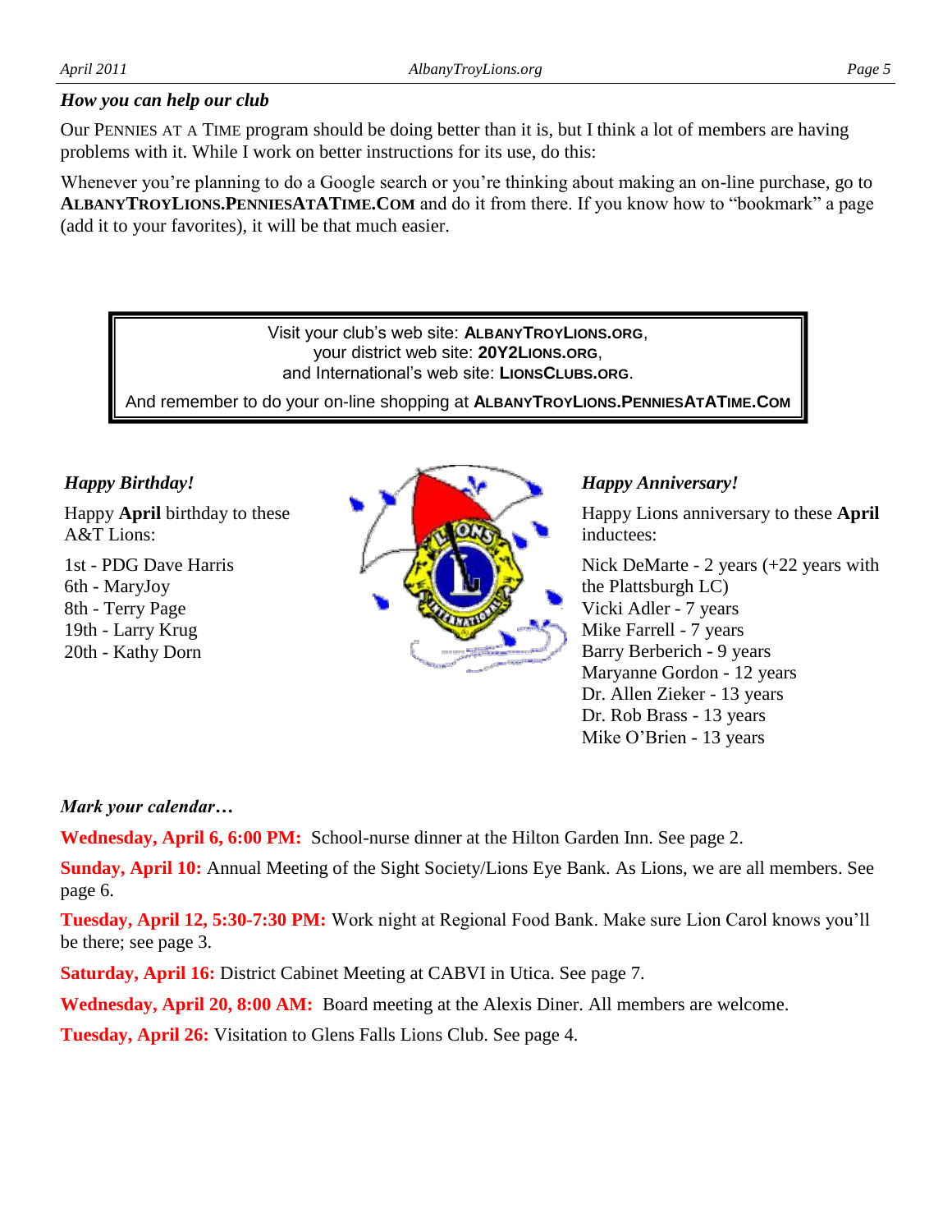*How you can help our club*

Our PENNIES AT A TIME program should be doing better than it is, but I think a lot of members are having problems with it. While I work on better instructions for its use, do this:

Whenever you're planning to do a Google search or you're thinking about making an on-line purchase, go to **ALBANYTROYLIONS.PENNIESATATIME.COM** and do it from there. If you know how to "bookmark" a page (add it to your favorites), it will be that much easier.

> Visit your club's web site: **ALBANYTROYLIONS.ORG**,
> your district web site: **20Y2LIONS.ORG**,
> and International's web site: **LIONSCLUBS.ORG**.
> And remember to do your on-line shopping at **ALBANYTROYLIONS.PENNIESATATIME.COM**

*Happy Birthday!*

Happy **April** birthday to these A&T Lions:

1st - PDG Dave Harris
6th - MaryJoy
8th - Terry Page
19th - Larry Krug
20th - Kathy Dorn

*Happy Anniversary!*

Happy Lions anniversary to these **April** inductees:

Nick DeMarte - 2 years (+22 years with the Plattsburgh LC)
Vicki Adler - 7 years
Mike Farrell - 7 years
Barry Berberich - 9 years
Maryanne Gordon - 12 years
Dr. Allen Zieker - 13 years
Dr. Rob Brass - 13 years
Mike O'Brien - 13 years

*Mark your calendar…*

**Wednesday, April 6, 6:00 PM:** School-nurse dinner at the Hilton Garden Inn. See page 2.

**Sunday, April 10:** Annual Meeting of the Sight Society/Lions Eye Bank. As Lions, we are all members. See page 6.

**Tuesday, April 12, 5:30-7:30 PM:** Work night at Regional Food Bank. Make sure Lion Carol knows you'll be there; see page 3.

**Saturday, April 16:** District Cabinet Meeting at CABVI in Utica. See page 7.

**Wednesday, April 20, 8:00 AM:** Board meeting at the Alexis Diner. All members are welcome.

**Tuesday, April 26:** Visitation to Glens Falls Lions Club. See page 4.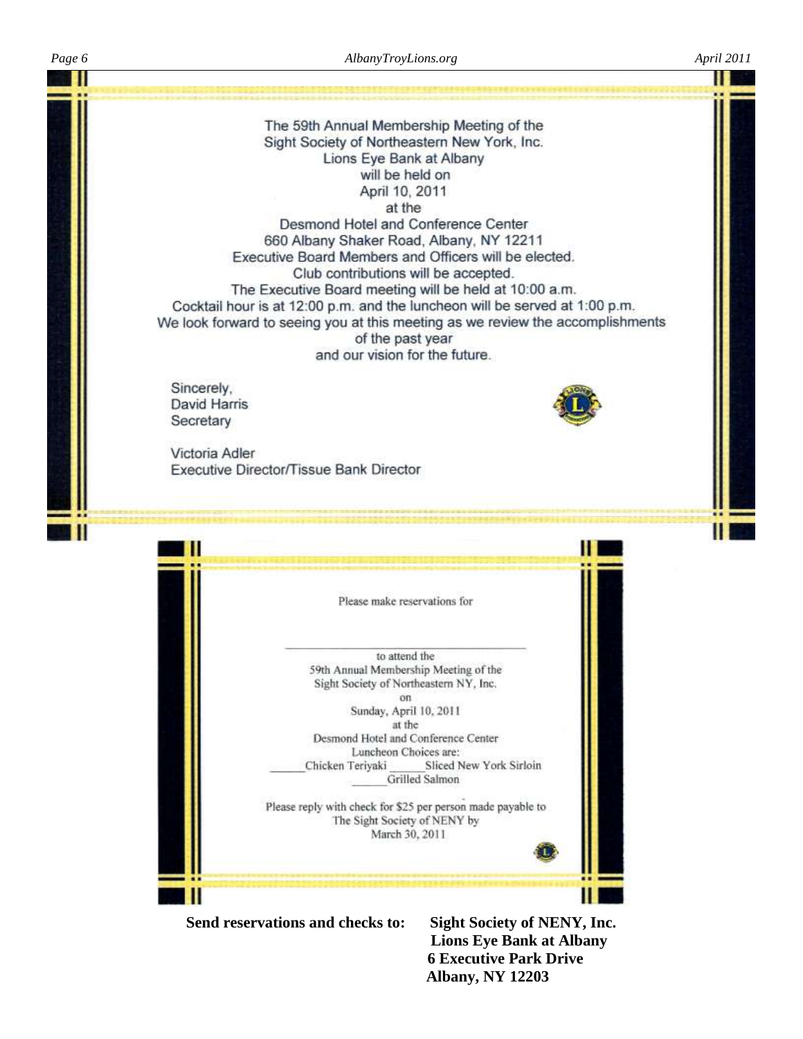The 59th Annual Membership Meeting of the
Sight Society of Northeastern New York, Inc.
Lions Eye Bank at Albany
will be held on
April 10, 2011
at the
Desmond Hotel and Conference Center
660 Albany Shaker Road, Albany, NY 12211
Executive Board Members and Officers will be elected.
Club contributions will be accepted.
The Executive Board meeting will be held at 10:00 a.m.
Cocktail hour is at 12:00 p.m. and the luncheon will be served at 1:00 p.m.
We look forward to seeing you at this meeting as we review the accomplishments of the past year
and our vision for the future.

Sincerely,
David Harris
Secretary

Victoria Adler
Executive Director/Tissue Bank Director

---

Please make reservations for

______________________________

to attend the
59th Annual Membership Meeting of the
Sight Society of Northeastern NY, Inc.
on
Sunday, April 10, 2011
at the
Desmond Hotel and Conference Center
Luncheon Choices are:
\_\_\_\_\_\_Chicken Teriyaki \_\_\_\_\_\_Sliced New York Sirloin
\_\_\_\_\_\_Grilled Salmon

Please reply with check for $25 per person made payable to
The Sight Society of NENY by
March 30, 2011

---

**Send reservations and checks to:**

**Sight Society of NENY, Inc.**
**Lions Eye Bank at Albany**
**6 Executive Park Drive**
**Albany, NY 12203**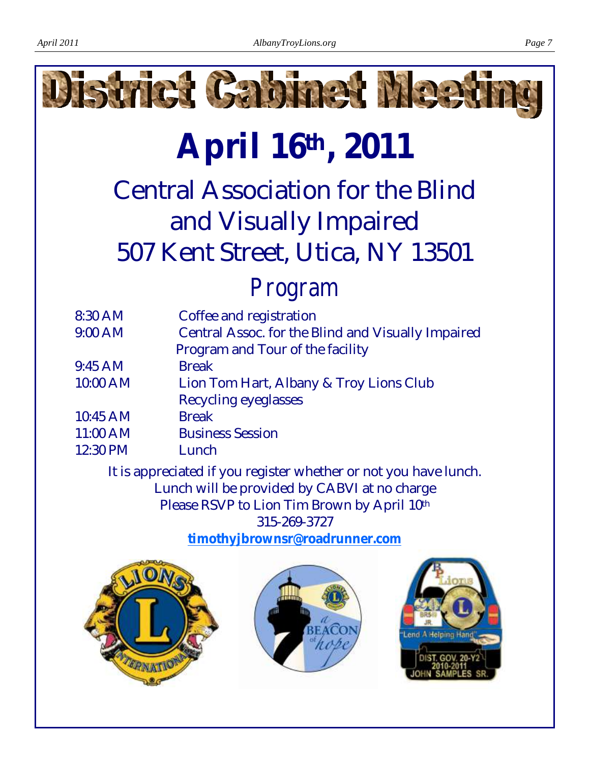# District Cabinet Meeting

## April 16th, 2011

### Central Association for the Blind and Visually Impaired
### 507 Kent Street, Utica, NY 13501

## Program

| | |
|---|---|
| 8:30 AM | Coffee and registration |
| 9:00 AM | Central Assoc. for the Blind and Visually Impaired Program and Tour of the facility |
| 9:45 AM | Break |
| 10:00 AM | Lion Tom Hart, Albany & Troy Lions Club Recycling eyeglasses |
| 10:45 AM | Break |
| 11:00 AM | Business Session |
| 12:30 PM | Lunch |

It is appreciated if you register whether or not you have lunch.
Lunch will be provided by CABVI at no charge
Please RSVP to Lion Tim Brown by April 10th
315-269-3727
**timothyjbrownsr@roadrunner.com**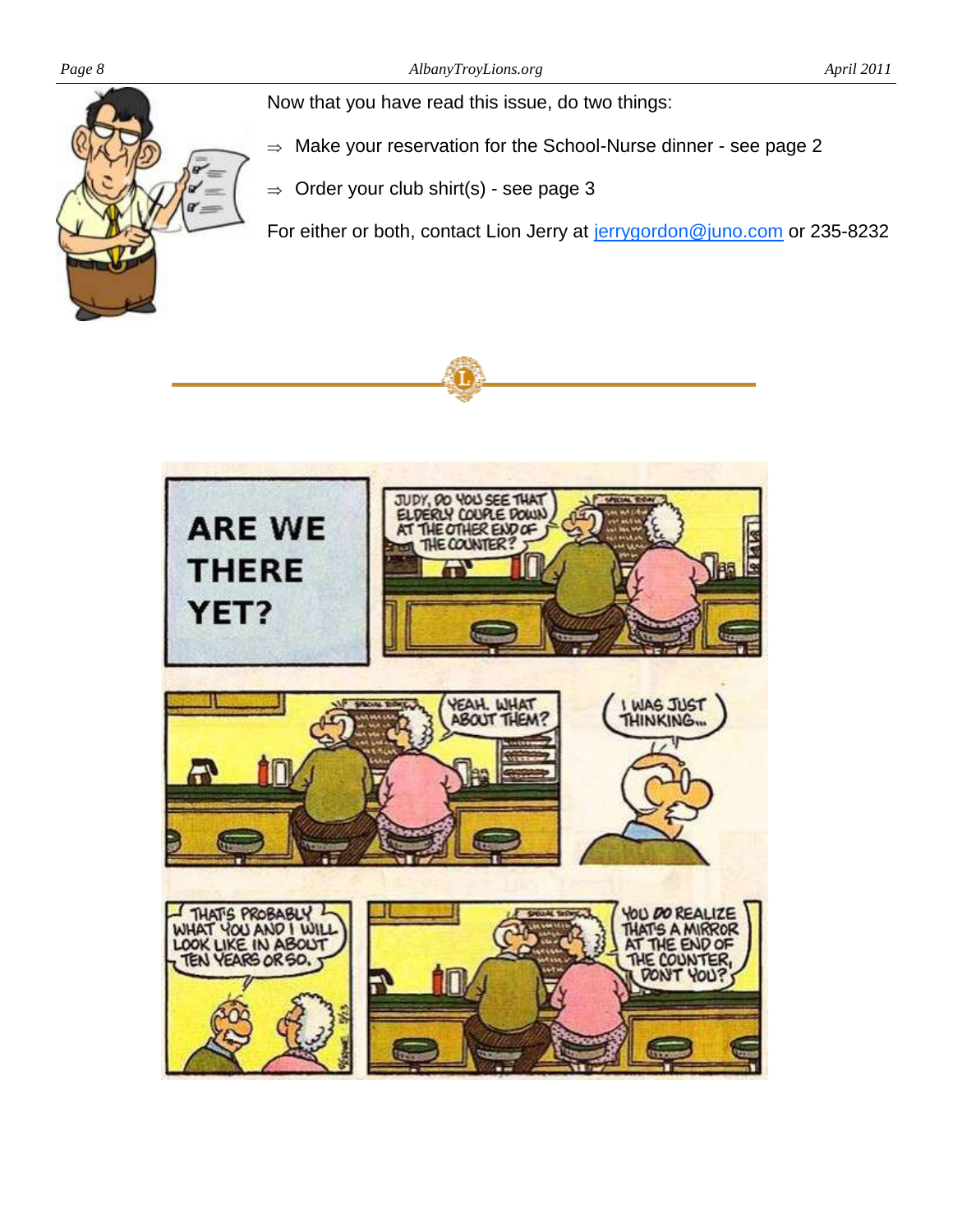Now that you have read this issue, do two things:

⇒ Make your reservation for the School-Nurse dinner - see page 2

⇒ Order your club shirt(s) - see page 3

For either or both, contact Lion Jerry at jerrygordon@juno.com or 235-8232

**ARE WE THERE YET?**

JUDY, DO YOU SEE THAT ELDERLY COUPLE DOWN AT THE OTHER END OF THE COUNTER?

YEAH. WHAT ABOUT THEM?

I WAS JUST THINKING...

THAT'S PROBABLY WHAT YOU AND I WILL LOOK LIKE IN ABOUT TEN YEARS OR SO.

YOU *DO* REALIZE THAT'S A MIRROR AT THE END OF THE COUNTER, DON'T YOU?